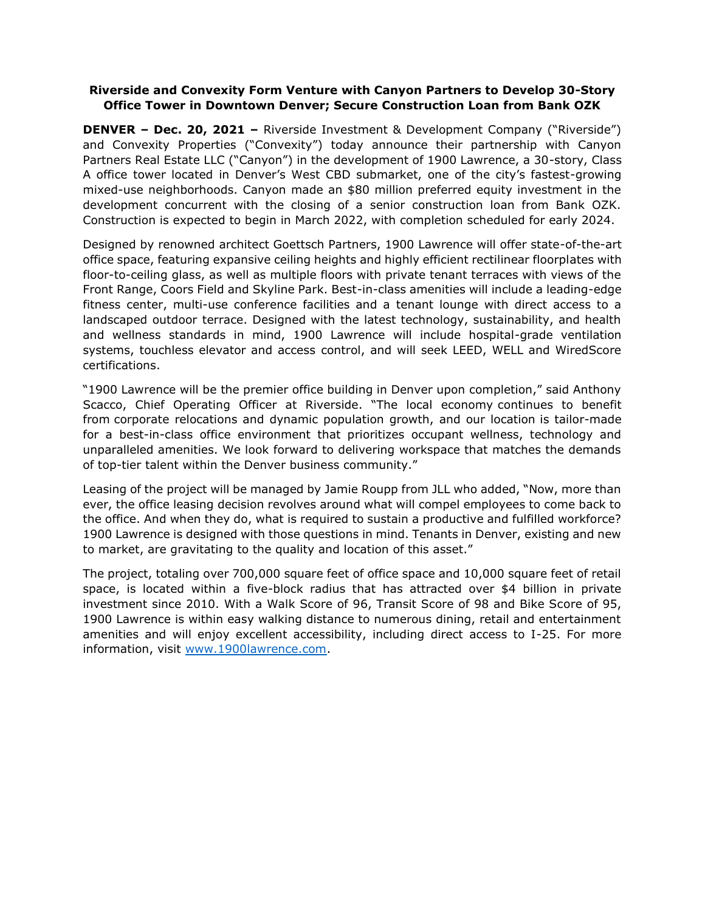**Riverside and Convexity Form Venture with Canyon Partners to Develop 30-Story Office Tower in Downtown Denver; Secure Construction Loan from Bank OZK**

**DENVER – Dec. 20, 2021 –** Riverside Investment & Development Company ("Riverside") and Convexity Properties ("Convexity") today announce their partnership with Canyon Partners Real Estate LLC ("Canyon") in the development of 1900 Lawrence, a 30-story, Class A office tower located in Denver's West CBD submarket, one of the city's fastest-growing mixed-use neighborhoods. Canyon made an $80 million preferred equity investment in the development concurrent with the closing of a senior construction loan from Bank OZK. Construction is expected to begin in March 2022, with completion scheduled for early 2024.

Designed by renowned architect Goettsch Partners, 1900 Lawrence will offer state-of-the-art office space, featuring expansive ceiling heights and highly efficient rectilinear floorplates with floor-to-ceiling glass, as well as multiple floors with private tenant terraces with views of the Front Range, Coors Field and Skyline Park. Best-in-class amenities will include a leading-edge fitness center, multi-use conference facilities and a tenant lounge with direct access to a landscaped outdoor terrace. Designed with the latest technology, sustainability, and health and wellness standards in mind, 1900 Lawrence will include hospital-grade ventilation systems, touchless elevator and access control, and will seek LEED, WELL and WiredScore certifications.

"1900 Lawrence will be the premier office building in Denver upon completion," said Anthony Scacco, Chief Operating Officer at Riverside. "The local economy continues to benefit from corporate relocations and dynamic population growth, and our location is tailor-made for a best-in-class office environment that prioritizes occupant wellness, technology and unparalleled amenities. We look forward to delivering workspace that matches the demands of top-tier talent within the Denver business community."

Leasing of the project will be managed by Jamie Roupp from JLL who added, "Now, more than ever, the office leasing decision revolves around what will compel employees to come back to the office. And when they do, what is required to sustain a productive and fulfilled workforce? 1900 Lawrence is designed with those questions in mind. Tenants in Denver, existing and new to market, are gravitating to the quality and location of this asset."

The project, totaling over 700,000 square feet of office space and 10,000 square feet of retail space, is located within a five-block radius that has attracted over $4 billion in private investment since 2010. With a Walk Score of 96, Transit Score of 98 and Bike Score of 95, 1900 Lawrence is within easy walking distance to numerous dining, retail and entertainment amenities and will enjoy excellent accessibility, including direct access to I-25. For more information, visit [www.1900lawrence.com](http://www.1900lawrence.com).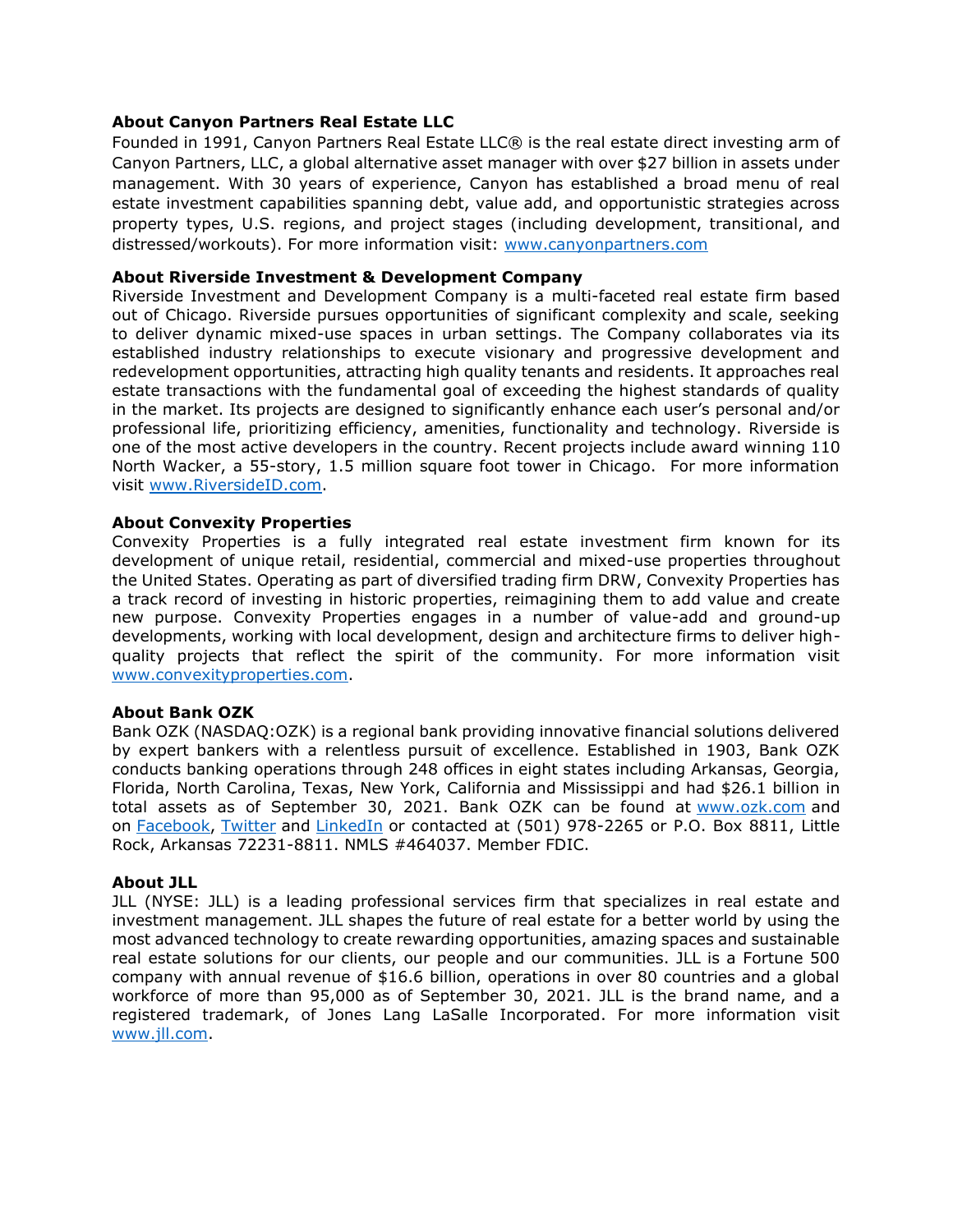**About Canyon Partners Real Estate LLC**

Founded in 1991, Canyon Partners Real Estate LLC® is the real estate direct investing arm of Canyon Partners, LLC, a global alternative asset manager with over $27 billion in assets under management. With 30 years of experience, Canyon has established a broad menu of real estate investment capabilities spanning debt, value add, and opportunistic strategies across property types, U.S. regions, and project stages (including development, transitional, and distressed/workouts). For more information visit: [www.canyonpartners.com](http://www.canyonpartners.com)

**About Riverside Investment & Development Company**

Riverside Investment and Development Company is a multi-faceted real estate firm based out of Chicago. Riverside pursues opportunities of significant complexity and scale, seeking to deliver dynamic mixed-use spaces in urban settings. The Company collaborates via its established industry relationships to execute visionary and progressive development and redevelopment opportunities, attracting high quality tenants and residents. It approaches real estate transactions with the fundamental goal of exceeding the highest standards of quality in the market. Its projects are designed to significantly enhance each user's personal and/or professional life, prioritizing efficiency, amenities, functionality and technology. Riverside is one of the most active developers in the country. Recent projects include award winning 110 North Wacker, a 55-story, 1.5 million square foot tower in Chicago. For more information visit [www.RiversideID.com](http://www.RiversideID.com).

**About Convexity Properties**

Convexity Properties is a fully integrated real estate investment firm known for its development of unique retail, residential, commercial and mixed-use properties throughout the United States. Operating as part of diversified trading firm DRW, Convexity Properties has a track record of investing in historic properties, reimagining them to add value and create new purpose. Convexity Properties engages in a number of value-add and ground-up developments, working with local development, design and architecture firms to deliver high-quality projects that reflect the spirit of the community. For more information visit [www.convexityproperties.com](http://www.convexityproperties.com).

**About Bank OZK**

Bank OZK (NASDAQ:OZK) is a regional bank providing innovative financial solutions delivered by expert bankers with a relentless pursuit of excellence. Established in 1903, Bank OZK conducts banking operations through 248 offices in eight states including Arkansas, Georgia, Florida, North Carolina, Texas, New York, California and Mississippi and had $26.1 billion in total assets as of September 30, 2021. Bank OZK can be found at [www.ozk.com](http://www.ozk.com) and on Facebook, Twitter and LinkedIn or contacted at (501) 978-2265 or P.O. Box 8811, Little Rock, Arkansas 72231-8811. NMLS #464037. Member FDIC.

**About JLL**

JLL (NYSE: JLL) is a leading professional services firm that specializes in real estate and investment management. JLL shapes the future of real estate for a better world by using the most advanced technology to create rewarding opportunities, amazing spaces and sustainable real estate solutions for our clients, our people and our communities. JLL is a Fortune 500 company with annual revenue of $16.6 billion, operations in over 80 countries and a global workforce of more than 95,000 as of September 30, 2021. JLL is the brand name, and a registered trademark, of Jones Lang LaSalle Incorporated. For more information visit [www.jll.com](http://www.jll.com).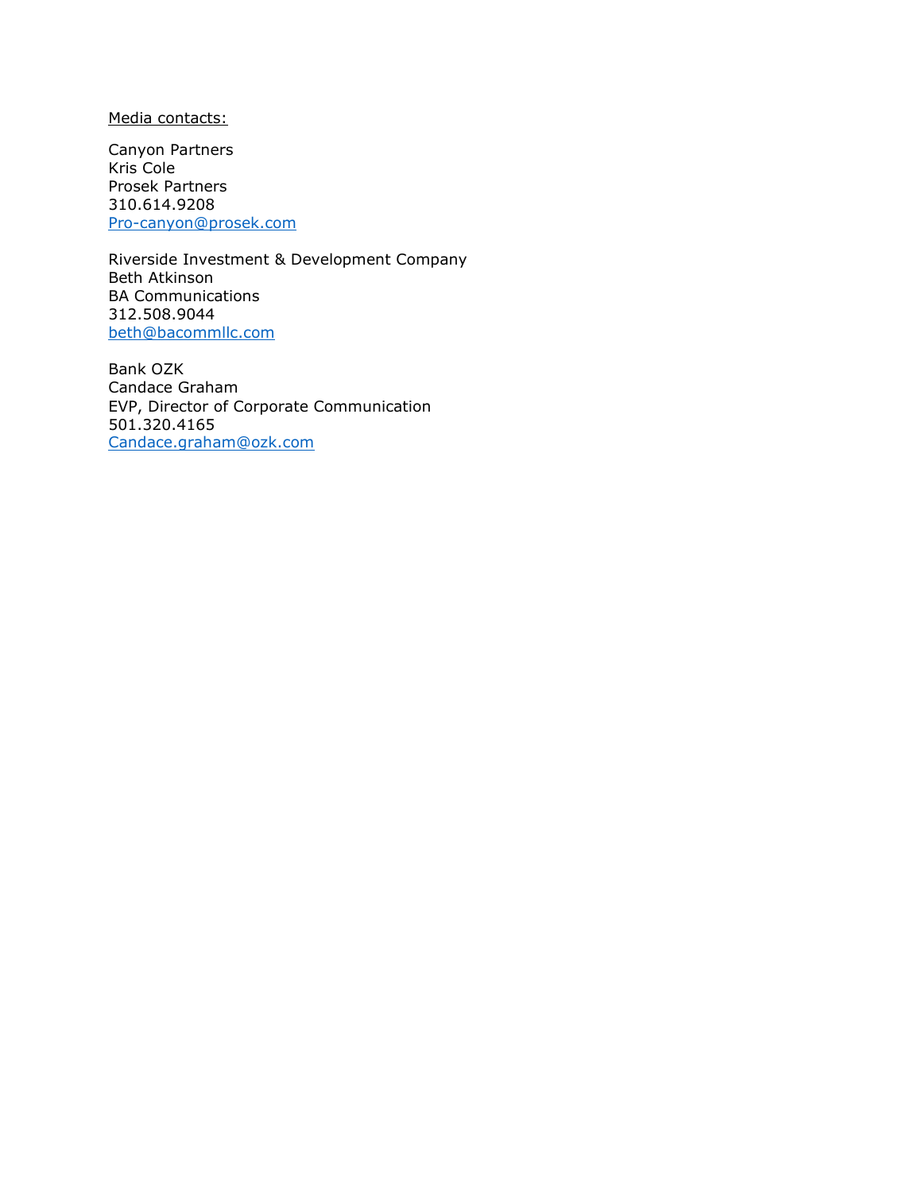<u>Media contacts:</u>

Canyon Partners
Kris Cole
Prosek Partners
310.614.9208
[Pro-canyon@prosek.com](mailto:Pro-canyon@prosek.com)

Riverside Investment & Development Company
Beth Atkinson
BA Communications
312.508.9044
[beth@bacommllc.com](mailto:beth@bacommllc.com)

Bank OZK
Candace Graham
EVP, Director of Corporate Communication
501.320.4165
[Candace.graham@ozk.com](mailto:Candace.graham@ozk.com)